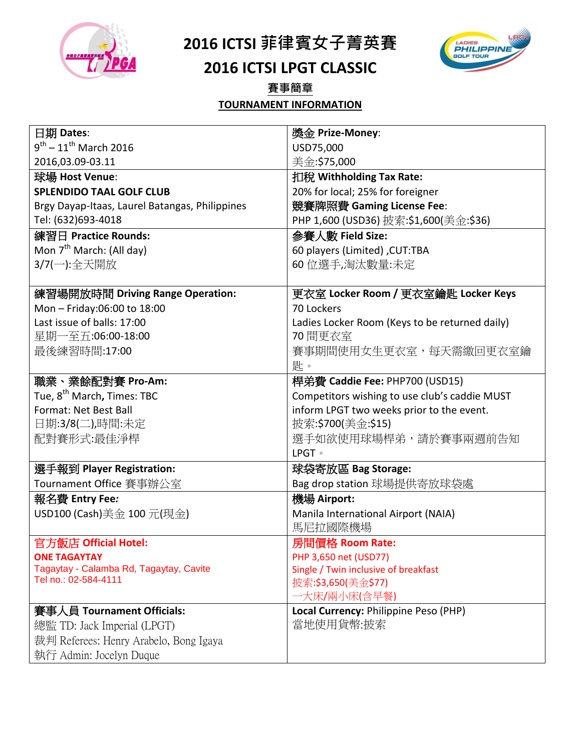# 2016 ICTSI 菲律賓女子菁英賽

# 2016 ICTSI LPGT CLASSIC

## 賽事簡章

## TOURNAMENT INFORMATION

| | |
|---|---|
| **日期 Dates**:<br>9th – 11th March 2016<br>2016,03.09-03.11 | **獎金 Prize-Money**:<br>USD75,000<br>美金:$75,000 |
| **球場 Host Venue**:<br>**SPLENDIDO TAAL GOLF CLUB**<br>Brgy Dayap-Itaas, Laurel Batangas, Philippines<br>Tel: (632)693-4018 | **扣稅 Withholding Tax Rate:**<br>20% for local; 25% for foreigner<br>**競賽牌照費 Gaming License Fee**:<br>PHP 1,600 (USD36) 披索:$1,600(美金:$36) |
| **練習日 Practice Rounds:**<br>Mon 7th March: (All day)<br>3/7(一):全天開放 | **參賽人數 Field Size:**<br>60 players (Limited) ,CUT:TBA<br>60 位選手,淘汰數量:未定 |
| **練習場開放時間 Driving Range Operation:**<br>Mon – Friday:06:00 to 18:00<br>Last issue of balls: 17:00<br>星期一至五:06:00-18:00<br>最後練習時間:17:00 | **更衣室 Locker Room / 更衣室鑰匙 Locker Keys**<br>70 Lockers<br>Ladies Locker Room (Keys to be returned daily)<br>70 間更衣室<br>賽事期間使用女生更衣室，每天需繳回更衣室鑰匙。 |
| **職業、業餘配對賽 Pro-Am:**<br>Tue, 8th March, Times: TBC<br>Format: Net Best Ball<br>日期:3/8(二),時間:未定<br>配對賽形式:最佳淨桿 | **桿弟費 Caddie Fee:** PHP700 (USD15)<br>Competitors wishing to use club's caddie MUST inform LPGT two weeks prior to the event.<br>披索:$700(美金:$15)<br>選手如欲使用球場桿弟，請於賽事兩週前告知 LPGT。 |
| **選手報到 Player Registration:**<br>Tournament Office 賽事辦公室 | **球袋寄放區 Bag Storage:**<br>Bag drop station 球場提供寄放球袋處 |
| **報名費 Entry Fee:**<br>USD100 (Cash)美金 100 元(現金) | **機場 Airport:**<br>Manila International Airport (NAIA)<br>馬尼拉國際機場 |
| **官方飯店 Official Hotel:**<br>**ONE TAGAYTAY**<br>Tagaytay - Calamba Rd, Tagaytay, Cavite<br>Tel no.: 02-584-4111 | **房間價格 Room Rate:**<br>PHP 3,650 net (USD77)<br>Single / Twin inclusive of breakfast<br>披索:$3,650(美金$77)<br>一大床/兩小床(含早餐) |
| **賽事人員 Tournament Officials:**<br>總監 TD: Jack Imperial (LPGT)<br>裁判 Referees: Henry Arabelo, Bong Igaya<br>執行 Admin: Jocelyn Duque | **Local Currency:** Philippine Peso (PHP)<br>當地使用貨幣:披索 |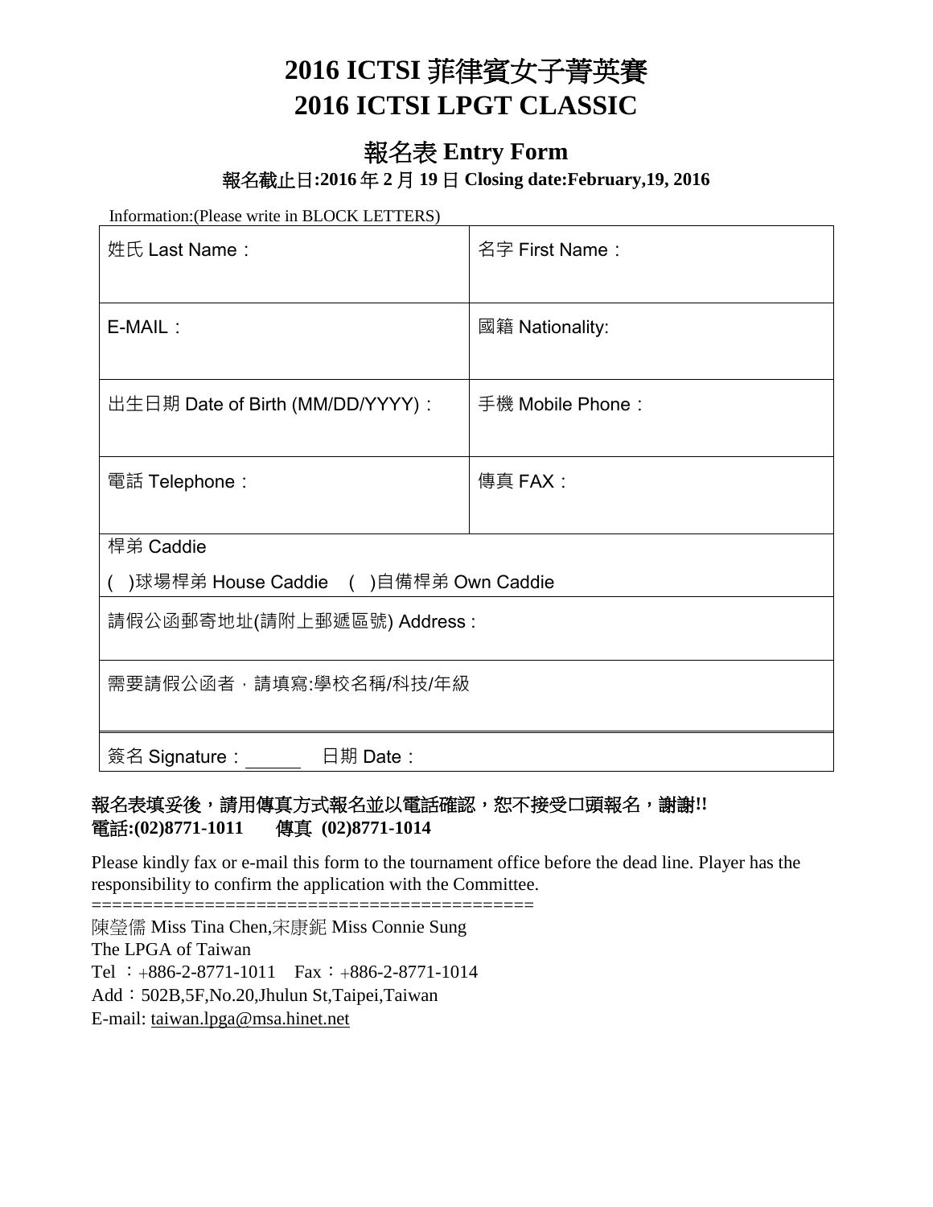# 2016 ICTSI 菲律賓女子菁英賽
# 2016 ICTSI LPGT CLASSIC

## 報名表 Entry Form

### 報名截止日:2016 年 2 月 19 日 Closing date:February,19, 2016

Information:(Please write in BLOCK LETTERS)

| | |
|---|---|
| 姓氏 Last Name： | 名字 First Name： |
| E-MAIL： | 國籍 Nationality: |
| 出生日期 Date of Birth (MM/DD/YYYY)： | 手機 Mobile Phone： |
| 電話 Telephone： | 傳真 FAX： |
| 桿弟 Caddie<br>( )球場桿弟 House Caddie ( )自備桿弟 Own Caddie | |
| 請假公函郵寄地址(請附上郵遞區號) Address : | |
| 需要請假公函者，請填寫:學校名稱/科技/年級 | |
| 簽名 Signature：______ 日期 Date： | |

**報名表填妥後，請用傳真方式報名並以電話確認，恕不接受口頭報名，謝謝!!**
**電話:(02)8771-1011 傳真 (02)8771-1014**

Please kindly fax or e-mail this form to the tournament office before the dead line. Player has the responsibility to confirm the application with the Committee.

==========================================

陳瑩儒 Miss Tina Chen,宋康鈮 Miss Connie Sung
The LPGA of Taiwan
Tel ：+886-2-8771-1011 Fax：+886-2-8771-1014
Add：502B,5F,No.20,Jhulun St,Taipei,Taiwan
E-mail: taiwan.lpga@msa.hinet.net